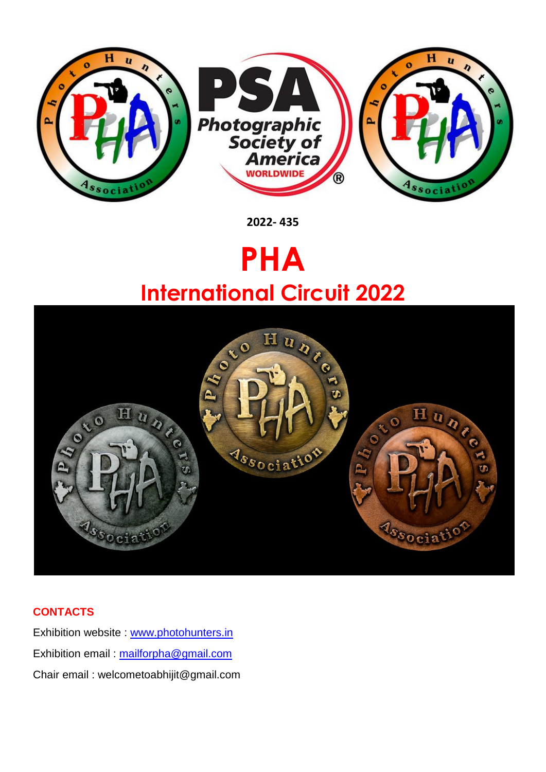2022- 435

# PHA

## International Circuit 2022

**CONTACTS**

Exhibition website : [www.photohunters.in](http://www.photohunters.in)

Exhibition email : [mailforpha@gmail.com](mailto:mailforpha@gmail.com)

Chair email : welcometoabhijit@gmail.com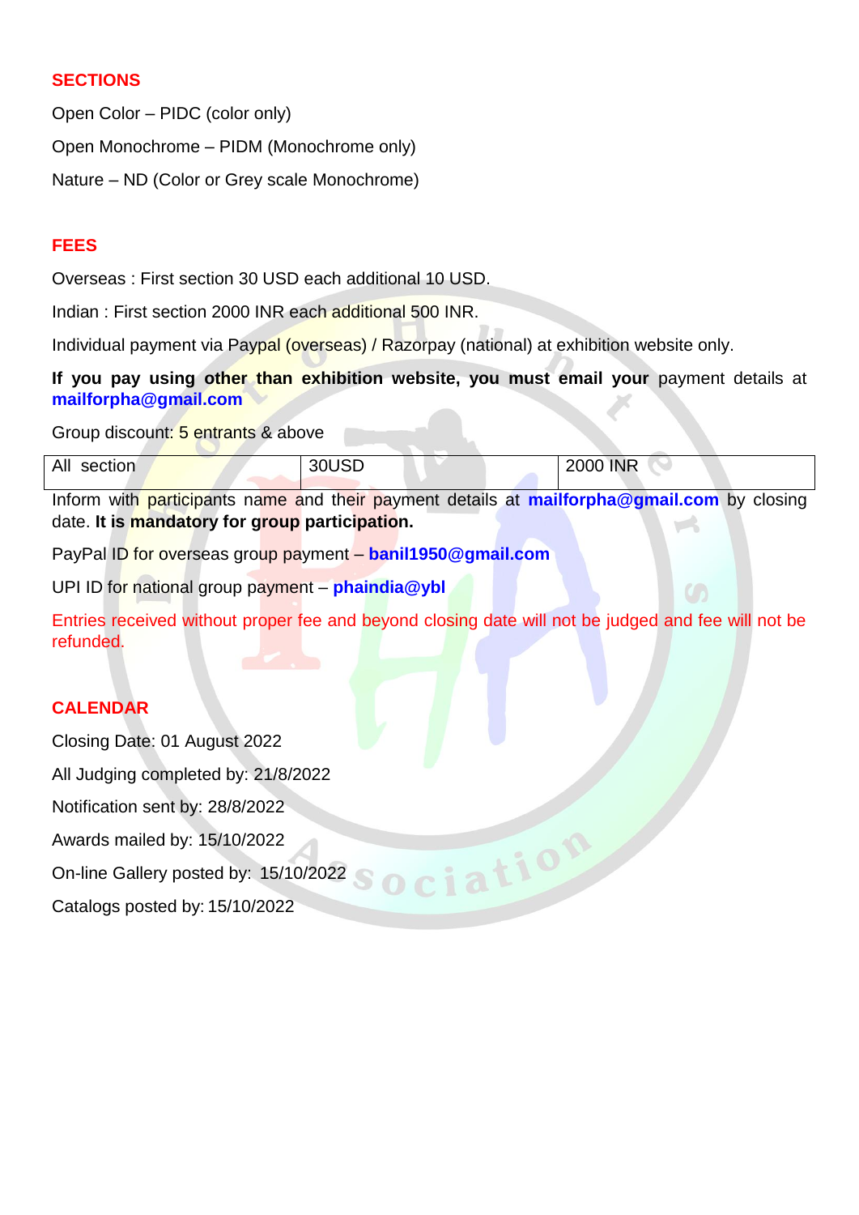## SECTIONS

Open Color – PIDC (color only)

Open Monochrome – PIDM (Monochrome only)

Nature – ND (Color or Grey scale Monochrome)

## FEES

Overseas : First section 30 USD each additional 10 USD.

Indian : First section 2000 INR each additional 500 INR.

Individual payment via Paypal (overseas) / Razorpay (national) at exhibition website only.

**If you pay using other than exhibition website, you must email your** payment details at **mailforpha@gmail.com**

Group discount: 5 entrants & above

| All section | 30USD | 2000 INR |
|---|---|---|

Inform with participants name and their payment details at **mailforpha@gmail.com** by closing date. **It is mandatory for group participation.**

PayPal ID for overseas group payment – **banil1950@gmail.com**

UPI ID for national group payment – **phaindia@ybl**

Entries received without proper fee and beyond closing date will not be judged and fee will not be refunded.

## CALENDAR

Closing Date: 01 August 2022

All Judging completed by: 21/8/2022

Notification sent by: 28/8/2022

Awards mailed by: 15/10/2022

On-line Gallery posted by: 15/10/2022

Catalogs posted by: 15/10/2022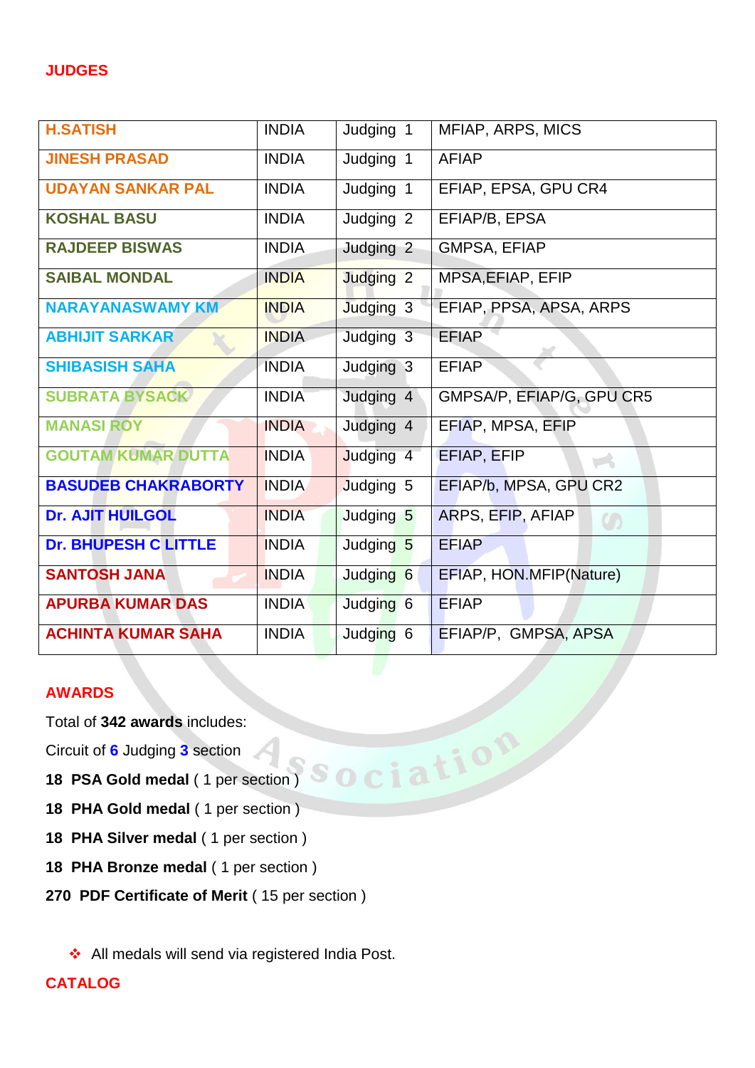## JUDGES

| | | | |
|---|---|---|---|
| **H.SATISH** | INDIA | Judging 1 | MFIAP, ARPS, MICS |
| **JINESH PRASAD** | INDIA | Judging 1 | AFIAP |
| **UDAYAN SANKAR PAL** | INDIA | Judging 1 | EFIAP, EPSA, GPU CR4 |
| **KOSHAL BASU** | INDIA | Judging 2 | EFIAP/B, EPSA |
| **RAJDEEP BISWAS** | INDIA | Judging 2 | GMPSA, EFIAP |
| **SAIBAL MONDAL** | INDIA | Judging 2 | MPSA,EFIAP, EFIP |
| **NARAYANASWAMY KM** | INDIA | Judging 3 | EFIAP, PPSA, APSA, ARPS |
| **ABHIJIT SARKAR** | INDIA | Judging 3 | EFIAP |
| **SHIBASISH SAHA** | INDIA | Judging 3 | EFIAP |
| **SUBRATA BYSACK** | INDIA | Judging 4 | GMPSA/P, EFIAP/G, GPU CR5 |
| **MANASI ROY** | INDIA | Judging 4 | EFIAP, MPSA, EFIP |
| **GOUTAM KUMAR DUTTA** | INDIA | Judging 4 | EFIAP, EFIP |
| **BASUDEB CHAKRABORTY** | INDIA | Judging 5 | EFIAP/b, MPSA, GPU CR2 |
| **Dr. AJIT HUILGOL** | INDIA | Judging 5 | ARPS, EFIP, AFIAP |
| **Dr. BHUPESH C LITTLE** | INDIA | Judging 5 | EFIAP |
| **SANTOSH JANA** | INDIA | Judging 6 | EFIAP, HON.MFIP(Nature) |
| **APURBA KUMAR DAS** | INDIA | Judging 6 | EFIAP |
| **ACHINTA KUMAR SAHA** | INDIA | Judging 6 | EFIAP/P, GMPSA, APSA |

## AWARDS

Total of **342 awards** includes:

Circuit of **6** Judging **3** section

**18 PSA Gold medal** ( 1 per section )

**18 PHA Gold medal** ( 1 per section )

**18 PHA Silver medal** ( 1 per section )

**18 PHA Bronze medal** ( 1 per section )

**270 PDF Certificate of Merit** ( 15 per section )

- All medals will send via registered India Post.

## CATALOG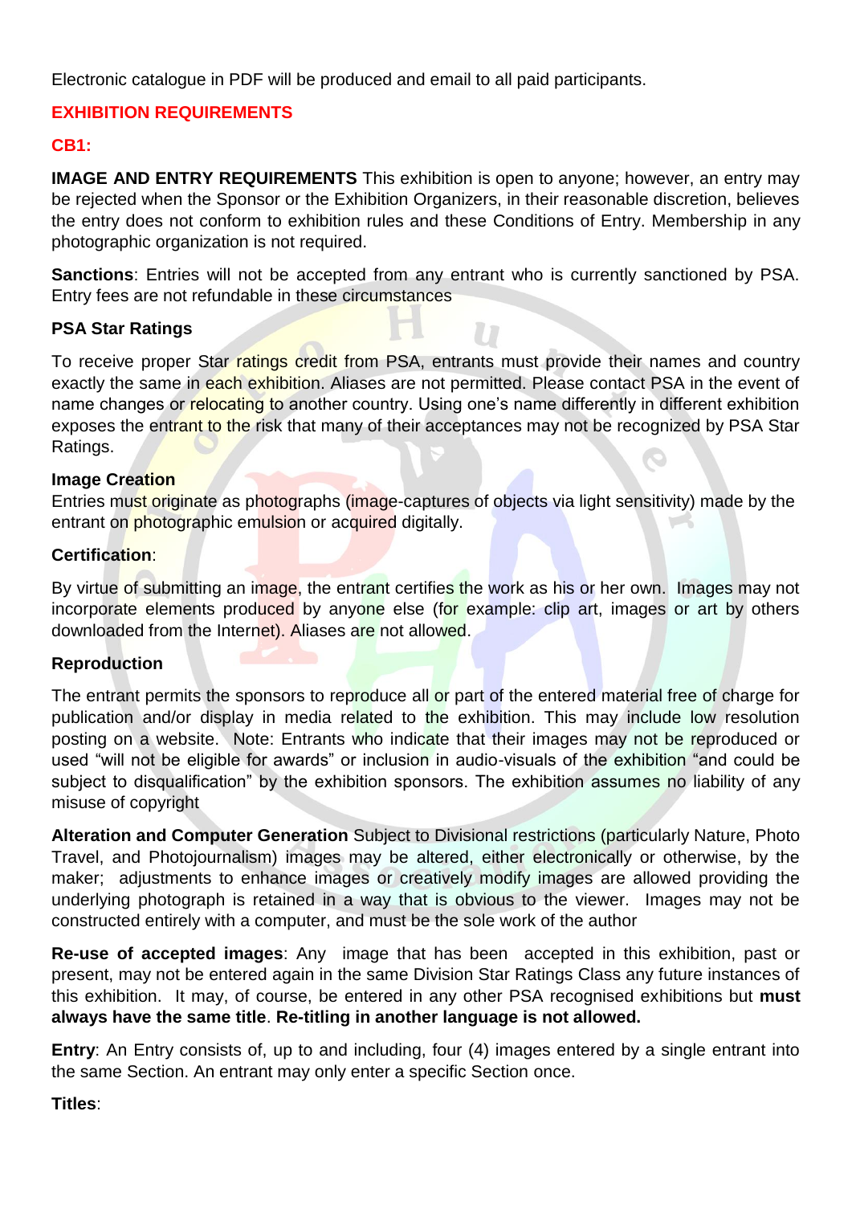Electronic catalogue in PDF will be produced and email to all paid participants.

## EXHIBITION REQUIREMENTS

### CB1:

**IMAGE AND ENTRY REQUIREMENTS** This exhibition is open to anyone; however, an entry may be rejected when the Sponsor or the Exhibition Organizers, in their reasonable discretion, believes the entry does not conform to exhibition rules and these Conditions of Entry. Membership in any photographic organization is not required.

**Sanctions**: Entries will not be accepted from any entrant who is currently sanctioned by PSA. Entry fees are not refundable in these circumstances

**PSA Star Ratings**

To receive proper Star ratings credit from PSA, entrants must provide their names and country exactly the same in each exhibition. Aliases are not permitted. Please contact PSA in the event of name changes or relocating to another country. Using one's name differently in different exhibition exposes the entrant to the risk that many of their acceptances may not be recognized by PSA Star Ratings.

**Image Creation**

Entries must originate as photographs (image-captures of objects via light sensitivity) made by the entrant on photographic emulsion or acquired digitally.

**Certification**:

By virtue of submitting an image, the entrant certifies the work as his or her own. Images may not incorporate elements produced by anyone else (for example: clip art, images or art by others downloaded from the Internet). Aliases are not allowed.

**Reproduction**

The entrant permits the sponsors to reproduce all or part of the entered material free of charge for publication and/or display in media related to the exhibition. This may include low resolution posting on a website. Note: Entrants who indicate that their images may not be reproduced or used "will not be eligible for awards" or inclusion in audio-visuals of the exhibition "and could be subject to disqualification" by the exhibition sponsors. The exhibition assumes no liability of any misuse of copyright

**Alteration and Computer Generation** Subject to Divisional restrictions (particularly Nature, Photo Travel, and Photojournalism) images may be altered, either electronically or otherwise, by the maker; adjustments to enhance images or creatively modify images are allowed providing the underlying photograph is retained in a way that is obvious to the viewer. Images may not be constructed entirely with a computer, and must be the sole work of the author

**Re-use of accepted images**: Any image that has been accepted in this exhibition, past or present, may not be entered again in the same Division Star Ratings Class any future instances of this exhibition. It may, of course, be entered in any other PSA recognised exhibitions but **must always have the same title**. **Re-titling in another language is not allowed.**

**Entry**: An Entry consists of, up to and including, four (4) images entered by a single entrant into the same Section. An entrant may only enter a specific Section once.

**Titles**: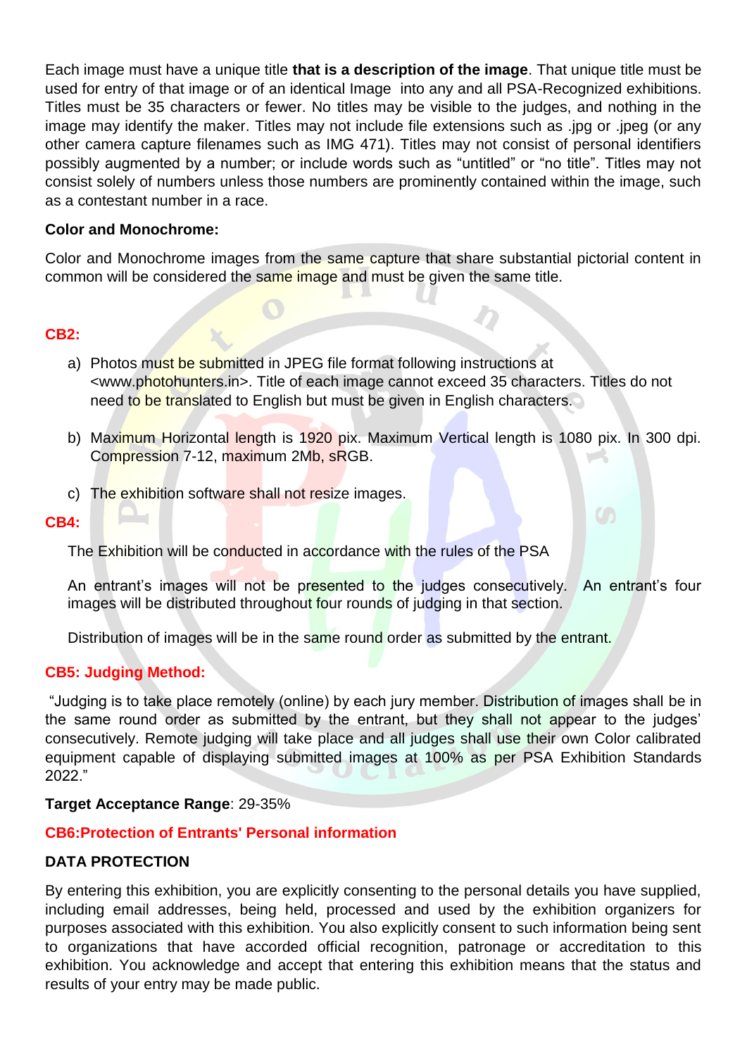Each image must have a unique title **that is a description of the image**. That unique title must be used for entry of that image or of an identical Image into any and all PSA-Recognized exhibitions. Titles must be 35 characters or fewer. No titles may be visible to the judges, and nothing in the image may identify the maker. Titles may not include file extensions such as .jpg or .jpeg (or any other camera capture filenames such as IMG 471). Titles may not consist of personal identifiers possibly augmented by a number; or include words such as "untitled" or "no title". Titles may not consist solely of numbers unless those numbers are prominently contained within the image, such as a contestant number in a race.

**Color and Monochrome:**

Color and Monochrome images from the same capture that share substantial pictorial content in common will be considered the same image and must be given the same title.

**CB2:**

a) Photos must be submitted in JPEG file format following instructions at <www.photohunters.in>. Title of each image cannot exceed 35 characters. Titles do not need to be translated to English but must be given in English characters.

b) Maximum Horizontal length is 1920 pix. Maximum Vertical length is 1080 pix. In 300 dpi. Compression 7-12, maximum 2Mb, sRGB.

c) The exhibition software shall not resize images.

**CB4:**

The Exhibition will be conducted in accordance with the rules of the PSA

An entrant's images will not be presented to the judges consecutively. An entrant's four images will be distributed throughout four rounds of judging in that section.

Distribution of images will be in the same round order as submitted by the entrant.

**CB5: Judging Method:**

"Judging is to take place remotely (online) by each jury member. Distribution of images shall be in the same round order as submitted by the entrant, but they shall not appear to the judges' consecutively. Remote judging will take place and all judges shall use their own Color calibrated equipment capable of displaying submitted images at 100% as per PSA Exhibition Standards 2022."

**Target Acceptance Range**: 29-35%

**CB6:Protection of Entrants' Personal information**

**DATA PROTECTION**

By entering this exhibition, you are explicitly consenting to the personal details you have supplied, including email addresses, being held, processed and used by the exhibition organizers for purposes associated with this exhibition. You also explicitly consent to such information being sent to organizations that have accorded official recognition, patronage or accreditation to this exhibition. You acknowledge and accept that entering this exhibition means that the status and results of your entry may be made public.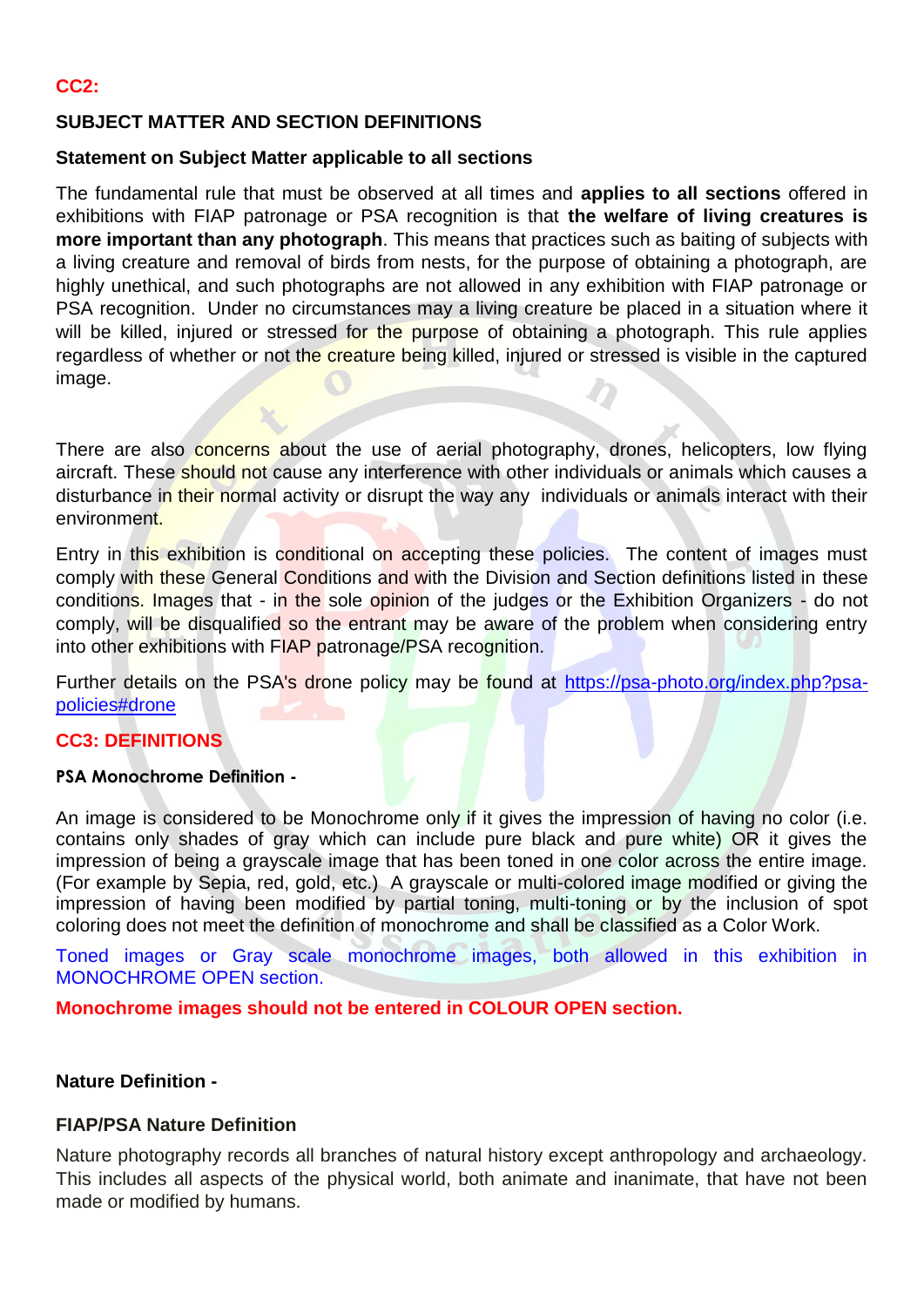**CC2:**

## SUBJECT MATTER AND SECTION DEFINITIONS

### Statement on Subject Matter applicable to all sections

The fundamental rule that must be observed at all times and **applies to all sections** offered in exhibitions with FIAP patronage or PSA recognition is that **the welfare of living creatures is more important than any photograph**. This means that practices such as baiting of subjects with a living creature and removal of birds from nests, for the purpose of obtaining a photograph, are highly unethical, and such photographs are not allowed in any exhibition with FIAP patronage or PSA recognition. Under no circumstances may a living creature be placed in a situation where it will be killed, injured or stressed for the purpose of obtaining a photograph. This rule applies regardless of whether or not the creature being killed, injured or stressed is visible in the captured image.

There are also concerns about the use of aerial photography, drones, helicopters, low flying aircraft. These should not cause any interference with other individuals or animals which causes a disturbance in their normal activity or disrupt the way any individuals or animals interact with their environment.

Entry in this exhibition is conditional on accepting these policies. The content of images must comply with these General Conditions and with the Division and Section definitions listed in these conditions. Images that - in the sole opinion of the judges or the Exhibition Organizers - do not comply, will be disqualified so the entrant may be aware of the problem when considering entry into other exhibitions with FIAP patronage/PSA recognition.

Further details on the PSA's drone policy may be found at [https://psa-photo.org/index.php?psa-policies#drone](https://psa-photo.org/index.php?psa-policies#drone)

## CC3: DEFINITIONS

### PSA Monochrome Definition -

An image is considered to be Monochrome only if it gives the impression of having no color (i.e. contains only shades of gray which can include pure black and pure white) OR it gives the impression of being a grayscale image that has been toned in one color across the entire image. (For example by Sepia, red, gold, etc.) A grayscale or multi-colored image modified or giving the impression of having been modified by partial toning, multi-toning or by the inclusion of spot coloring does not meet the definition of monochrome and shall be classified as a Color Work.

Toned images or Gray scale monochrome images, both allowed in this exhibition in MONOCHROME OPEN section.

**Monochrome images should not be entered in COLOUR OPEN section.**

### Nature Definition -

### FIAP/PSA Nature Definition

Nature photography records all branches of natural history except anthropology and archaeology. This includes all aspects of the physical world, both animate and inanimate, that have not been made or modified by humans.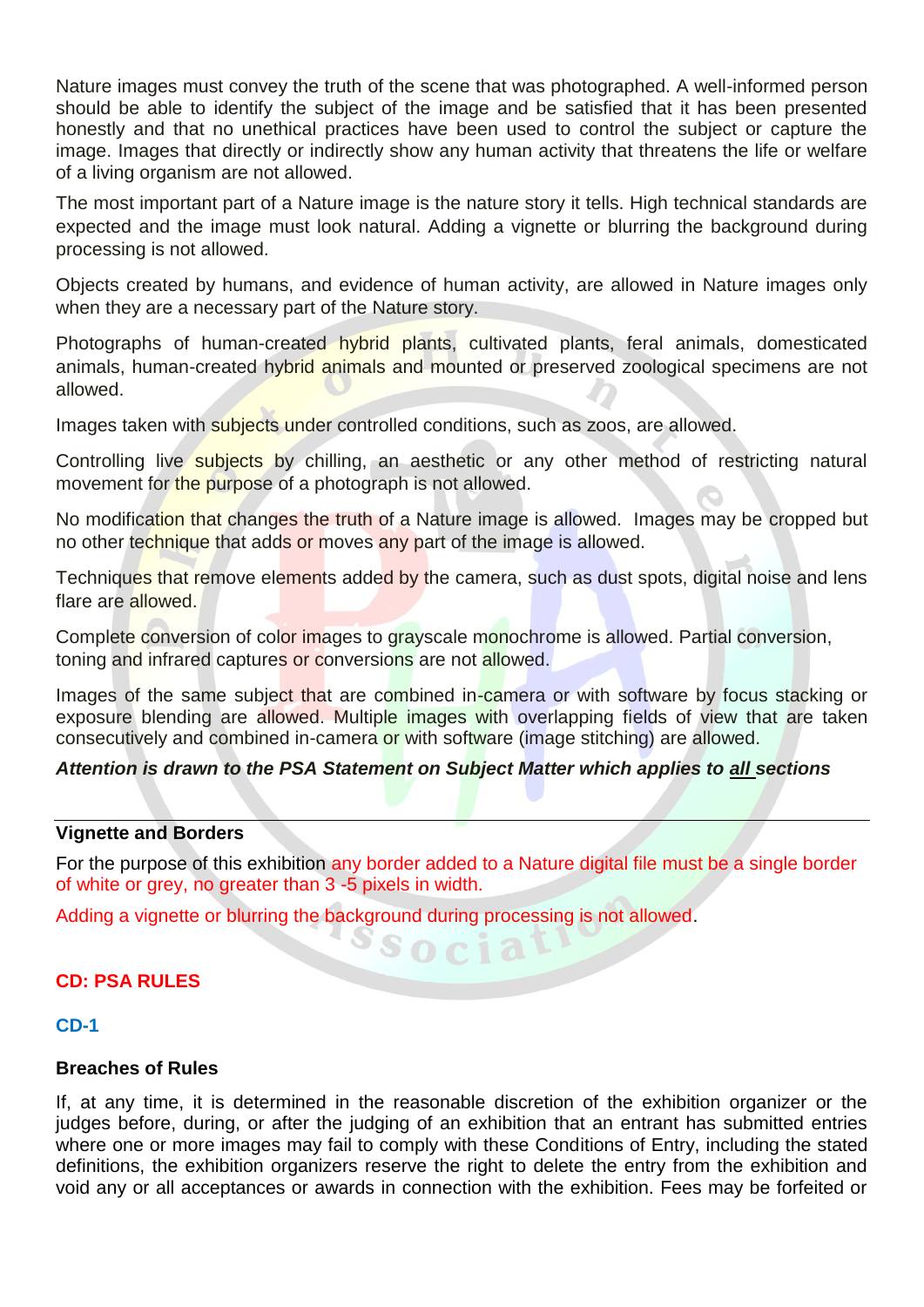Nature images must convey the truth of the scene that was photographed. A well-informed person should be able to identify the subject of the image and be satisfied that it has been presented honestly and that no unethical practices have been used to control the subject or capture the image. Images that directly or indirectly show any human activity that threatens the life or welfare of a living organism are not allowed.

The most important part of a Nature image is the nature story it tells. High technical standards are expected and the image must look natural. Adding a vignette or blurring the background during processing is not allowed.

Objects created by humans, and evidence of human activity, are allowed in Nature images only when they are a necessary part of the Nature story.

Photographs of human-created hybrid plants, cultivated plants, feral animals, domesticated animals, human-created hybrid animals and mounted or preserved zoological specimens are not allowed.

Images taken with subjects under controlled conditions, such as zoos, are allowed.

Controlling live subjects by chilling, an aesthetic or any other method of restricting natural movement for the purpose of a photograph is not allowed.

No modification that changes the truth of a Nature image is allowed. Images may be cropped but no other technique that adds or moves any part of the image is allowed.

Techniques that remove elements added by the camera, such as dust spots, digital noise and lens flare are allowed.

Complete conversion of color images to grayscale monochrome is allowed. Partial conversion, toning and infrared captures or conversions are not allowed.

Images of the same subject that are combined in-camera or with software by focus stacking or exposure blending are allowed. Multiple images with overlapping fields of view that are taken consecutively and combined in-camera or with software (image stitching) are allowed.

***Attention is drawn to the PSA Statement on Subject Matter which applies to all sections***

---

**Vignette and Borders**

For the purpose of this exhibition any border added to a Nature digital file must be a single border of white or grey, no greater than 3 -5 pixels in width.

Adding a vignette or blurring the background during processing is not allowed.

## CD: PSA RULES

### CD-1

**Breaches of Rules**

If, at any time, it is determined in the reasonable discretion of the exhibition organizer or the judges before, during, or after the judging of an exhibition that an entrant has submitted entries where one or more images may fail to comply with these Conditions of Entry, including the stated definitions, the exhibition organizers reserve the right to delete the entry from the exhibition and void any or all acceptances or awards in connection with the exhibition. Fees may be forfeited or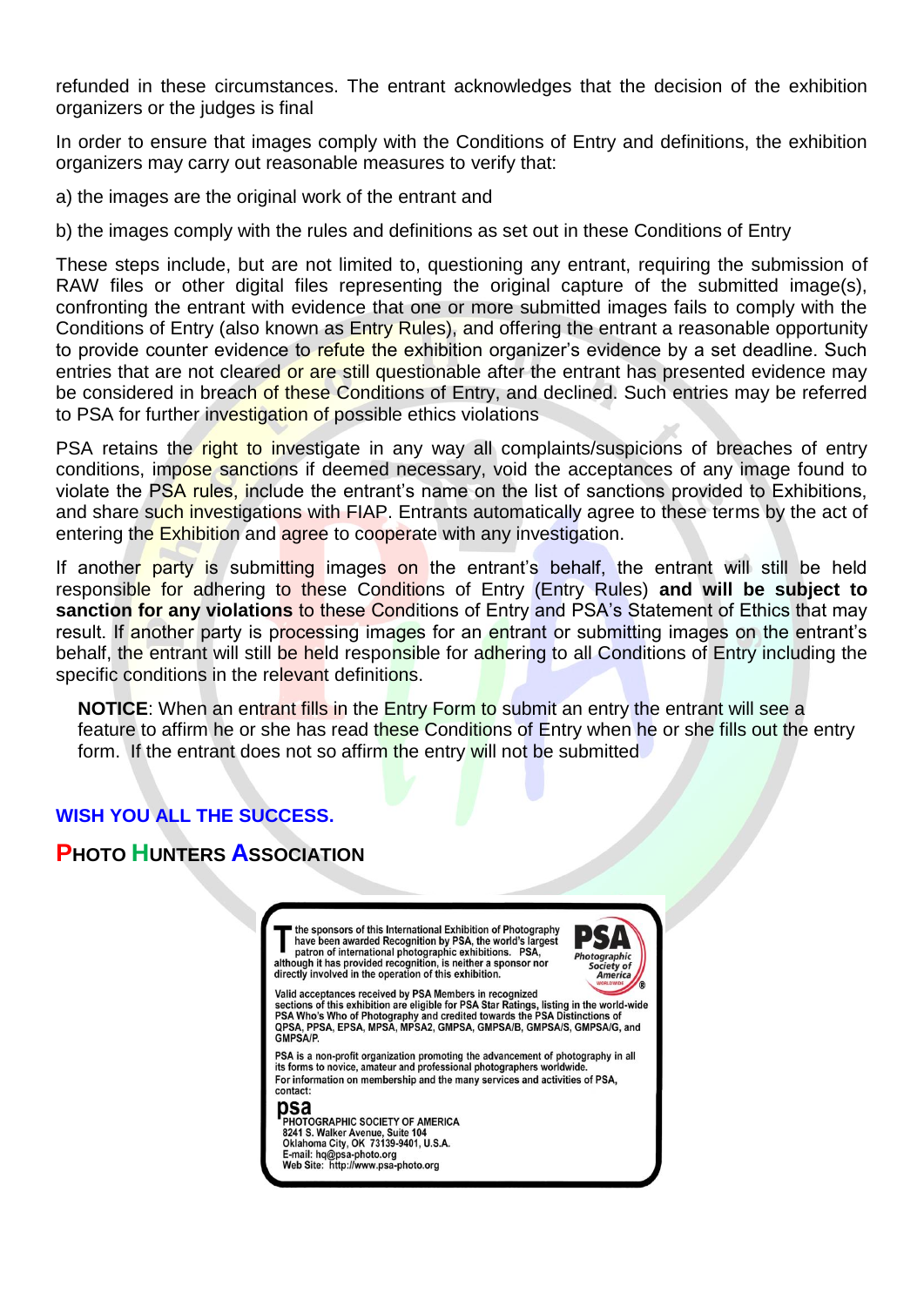refunded in these circumstances. The entrant acknowledges that the decision of the exhibition organizers or the judges is final

In order to ensure that images comply with the Conditions of Entry and definitions, the exhibition organizers may carry out reasonable measures to verify that:

a) the images are the original work of the entrant and

b) the images comply with the rules and definitions as set out in these Conditions of Entry

These steps include, but are not limited to, questioning any entrant, requiring the submission of RAW files or other digital files representing the original capture of the submitted image(s), confronting the entrant with evidence that one or more submitted images fails to comply with the Conditions of Entry (also known as Entry Rules), and offering the entrant a reasonable opportunity to provide counter evidence to refute the exhibition organizer's evidence by a set deadline. Such entries that are not cleared or are still questionable after the entrant has presented evidence may be considered in breach of these Conditions of Entry, and declined. Such entries may be referred to PSA for further investigation of possible ethics violations

PSA retains the right to investigate in any way all complaints/suspicions of breaches of entry conditions, impose sanctions if deemed necessary, void the acceptances of any image found to violate the PSA rules, include the entrant's name on the list of sanctions provided to Exhibitions, and share such investigations with FIAP. Entrants automatically agree to these terms by the act of entering the Exhibition and agree to cooperate with any investigation.

If another party is submitting images on the entrant's behalf, the entrant will still be held responsible for adhering to these Conditions of Entry (Entry Rules) **and will be subject to sanction for any violations** to these Conditions of Entry and PSA's Statement of Ethics that may result. If another party is processing images for an entrant or submitting images on the entrant's behalf, the entrant will still be held responsible for adhering to all Conditions of Entry including the specific conditions in the relevant definitions.

**NOTICE**: When an entrant fills in the Entry Form to submit an entry the entrant will see a feature to affirm he or she has read these Conditions of Entry when he or she fills out the entry form. If the entrant does not so affirm the entry will not be submitted

**WISH YOU ALL THE SUCCESS.**

**PHOTO HUNTERS ASSOCIATION**

The sponsors of this International Exhibition of Photography have been awarded Recognition by PSA, the world's largest patron of international photographic exhibitions. PSA, although it has provided recognition, is neither a sponsor nor directly involved in the operation of this exhibition.

PSA Photographic Society of America

Valid acceptances received by PSA Members in recognized sections of this exhibition are eligible for PSA Star Ratings, listing in the world-wide PSA Who's Who of Photography and credited towards the PSA Distinctions of QPSA, PPSA, EPSA, MPSA, MPSA2, GMPSA, GMPSA/B, GMPSA/S, GMPSA/G, and GMPSA/P.

PSA is a non-profit organization promoting the advancement of photography in all its forms to novice, amateur and professional photographers worldwide.
For information on membership and the many services and activities of PSA, contact:

psa
PHOTOGRAPHIC SOCIETY OF AMERICA
8241 S. Walker Avenue, Suite 104
Oklahoma City, OK 73139-9401, U.S.A.
E-mail: hq@psa-photo.org
Web Site: http://www.psa-photo.org